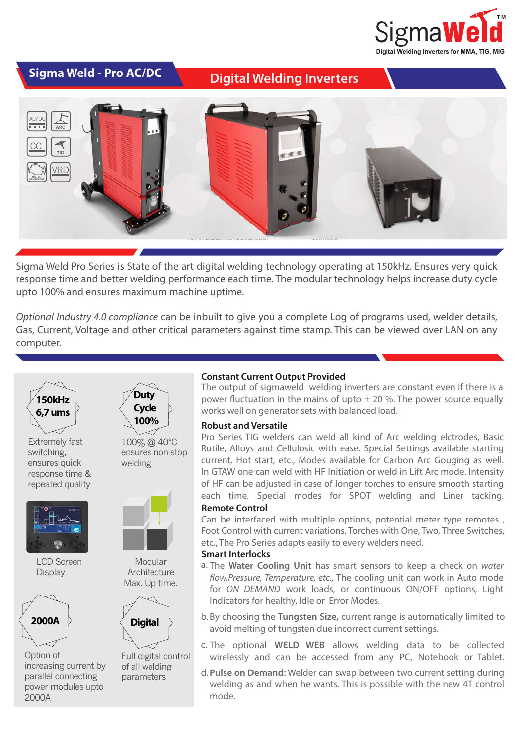SigmaWeld™

Digital Welding inverters for MMA, TIG, MIG

## Sigma Weld - Pro AC/DC

## Digital Welding Inverters

AC/DC ARC CC TIG MOTOR GENERATOR VRD

Sigma Weld Pro Series is State of the art digital welding technology operating at 150kHz. Ensures very quick response time and better welding performance each time. The modular technology helps increase duty cycle upto 100% and ensures maximum machine uptime.

*Optional Industry 4.0 compliance* can be inbuilt to give you a complete Log of programs used, welder details, Gas, Current, Voltage and other critical parameters against time stamp. This can be viewed over LAN on any computer.

**150kHz 6,7 ums**

Extremely fast switching, ensures quick response time & repeated quality

**Duty Cycle 100%**

100% @ 40°C ensures non-stop welding

LCD Screen Display

Modular Architecture Max. Up time.

**2000A**

Option of increasing current by parallel connecting power modules upto 2000A

**Digital**

Full digital control of all welding parameters

### Constant Current Output Provided

The output of sigmaweld welding inverters are constant even if there is a power fluctuation in the mains of upto ± 20 %. The power source equally works well on generator sets with balanced load.

### Robust and Versatile

Pro Series TIG welders can weld all kind of Arc welding elctrodes, Basic Rutile, Alloys and Cellulosic with ease. Special Settings available starting current, Hot start, etc., Modes available for Carbon Arc Gouging as well. In GTAW one can weld with HF Initiation or weld in Lift Arc mode. Intensity of HF can be adjusted in case of longer torches to ensure smooth starting each time. Special modes for SPOT welding and Liner tacking.

### Remote Control

Can be interfaced with multiple options, potential meter type remotes , Foot Control with current variations, Torches with One, Two, Three Switches, etc., The Pro Series adapts easily to every welders need.

### Smart Interlocks

a. The **Water Cooling Unit** has smart sensors to keep a check on *water flow,Pressure, Temperature, etc.,* The cooling unit can work in Auto mode for *ON DEMAND* work loads, or continuous ON/OFF options, Light Indicators for healthy, Idle or Error Modes.

b. By choosing the **Tungsten Size,** current range is automatically limited to avoid melting of tungsten due incorrect current settings.

c. The optional **WELD WEB** allows welding data to be collected wirelessly and can be accessed from any PC, Notebook or Tablet.

d. **Pulse on Demand:** Welder can swap between two current setting during welding as and when he wants. This is possible with the new 4T control mode.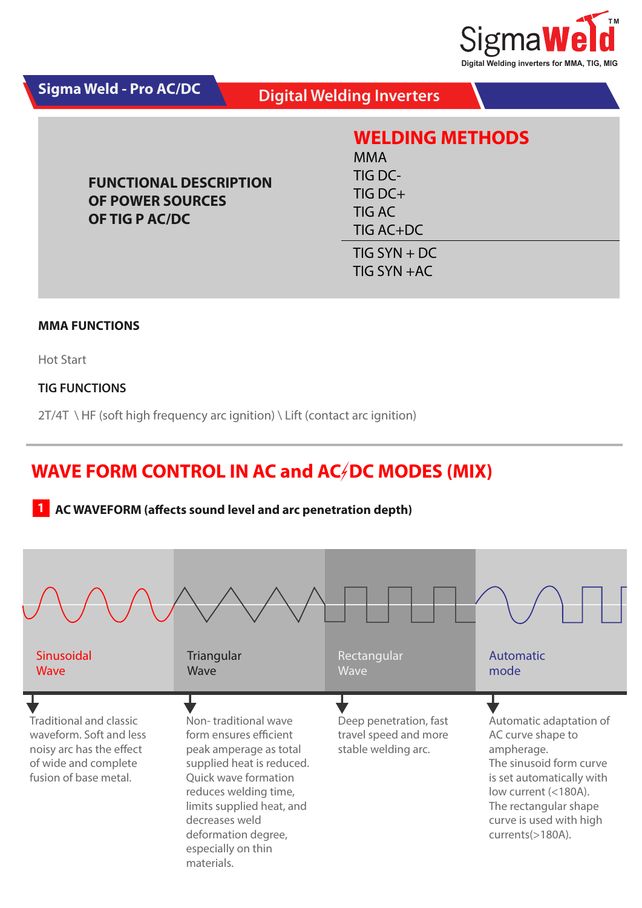**Sigma Weld - Pro AC/DC** | Digital Welding Inverters

## FUNCTIONAL DESCRIPTION OF POWER SOURCES OF TIG P AC/DC

## WELDING METHODS

- MMA
- TIG DC-
- TIG DC+
- TIG AC
- TIG AC+DC

---

- TIG SYN + DC
- TIG SYN +AC

### MMA FUNCTIONS

Hot Start

### TIG FUNCTIONS

2T/4T \ HF (soft high frequency arc ignition) \ Lift (contact arc ignition)

---

## WAVE FORM CONTROL IN AC and AC/DC MODES (MIX)

**1 AC WAVEFORM (affects sound level and arc penetration depth)**

| Sinusoidal Wave | Triangular Wave | Rectangular Wave | Automatic mode |
|---|---|---|---|
| Traditional and classic waveform. Soft and less noisy arc has the effect of wide and complete fusion of base metal. | Non- traditional wave form ensures efficient peak amperage as total supplied heat is reduced. Quick wave formation reduces welding time, limits supplied heat, and decreases weld deformation degree, especially on thin materials. | Deep penetration, fast travel speed and more stable welding arc. | Automatic adaptation of AC curve shape to ampherage. The sinusoid form curve is set automatically with low current (<180A). The rectangular shape curve is used with high currents(>180A). |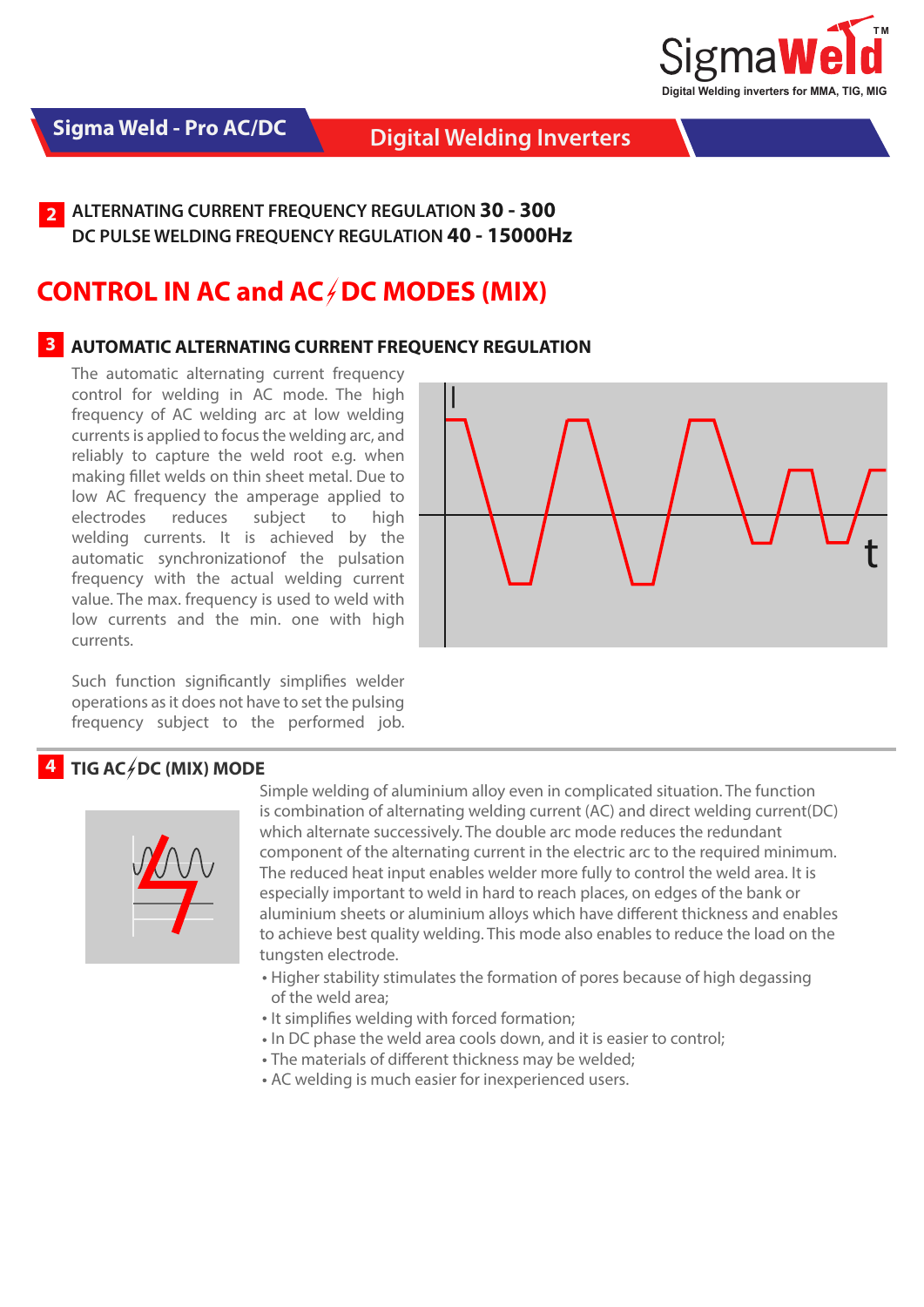**2** ALTERNATING CURRENT FREQUENCY REGULATION **30 - 300**
DC PULSE WELDING FREQUENCY REGULATION **40 - 15000Hz**

# CONTROL IN AC and AC/DC MODES (MIX)

## 3 AUTOMATIC ALTERNATING CURRENT FREQUENCY REGULATION

The automatic alternating current frequency control for welding in AC mode. The high frequency of AC welding arc at low welding currents is applied to focus the welding arc, and reliably to capture the weld root e.g. when making fillet welds on thin sheet metal. Due to low AC frequency the amperage applied to electrodes reduces subject to high welding currents. It is achieved by the automatic synchronizationof the pulsation frequency with the actual welding current value. The max. frequency is used to weld with low currents and the min. one with high currents.

Such function significantly simplifies welder operations as it does not have to set the pulsing frequency subject to the performed job.

## 4 TIG AC/DC (MIX) MODE

Simple welding of aluminium alloy even in complicated situation. The function is combination of alternating welding current (AC) and direct welding current(DC) which alternate successively. The double arc mode reduces the redundant component of the alternating current in the electric arc to the required minimum. The reduced heat input enables welder more fully to control the weld area. It is especially important to weld in hard to reach places, on edges of the bank or aluminium sheets or aluminium alloys which have different thickness and enables to achieve best quality welding. This mode also enables to reduce the load on the tungsten electrode.

- Higher stability stimulates the formation of pores because of high degassing of the weld area;
- It simplifies welding with forced formation;
- In DC phase the weld area cools down, and it is easier to control;
- The materials of different thickness may be welded;
- AC welding is much easier for inexperienced users.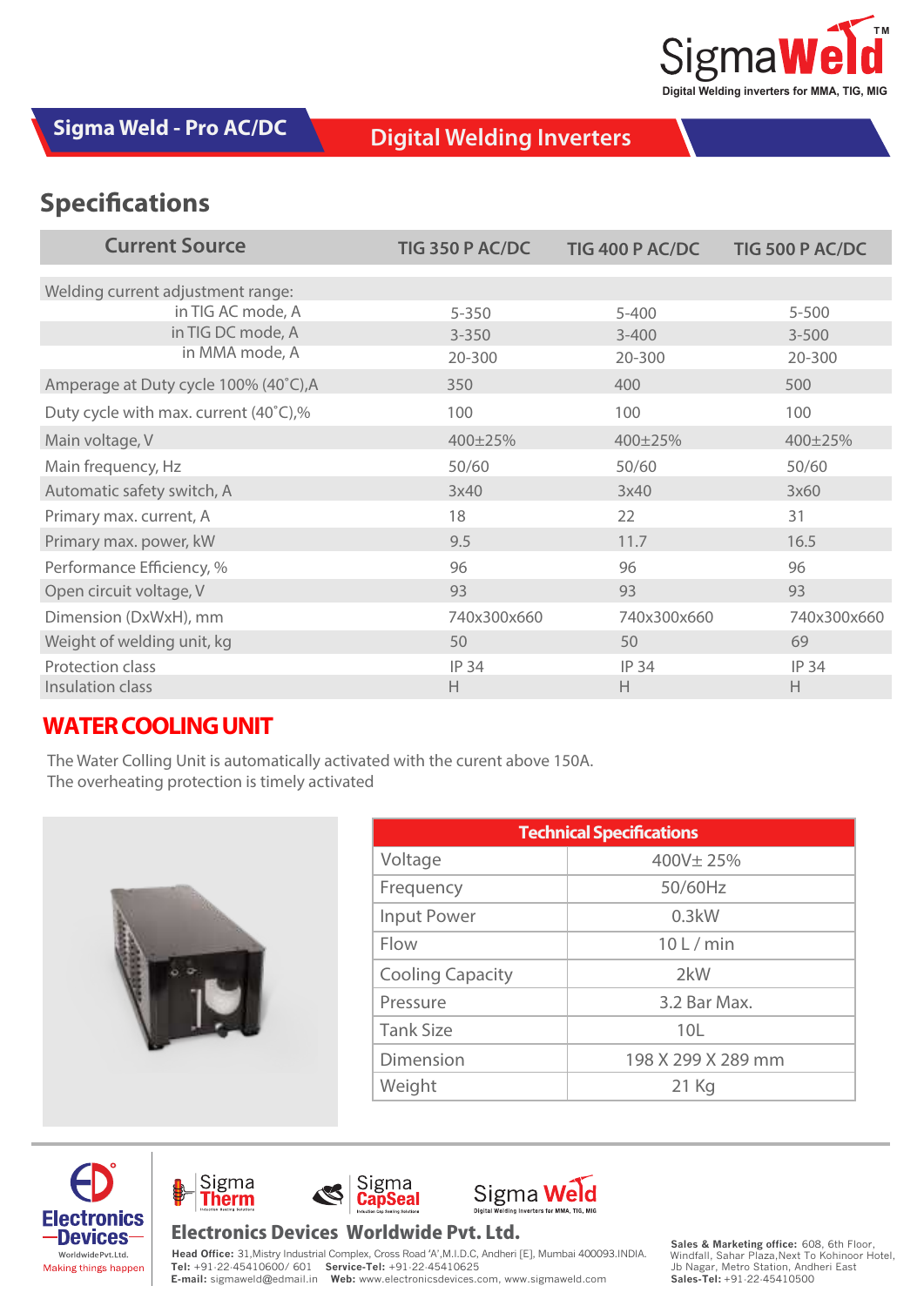Sigma Weld - Pro AC/DC

Digital Welding Inverters

## Specifications

| Current Source | TIG 350 P AC/DC | TIG 400 P AC/DC | TIG 500 P AC/DC |
|---|---|---|---|
| Welding current adjustment range: | | | |
| in TIG AC mode, A | 5-350 | 5-400 | 5-500 |
| in TIG DC mode, A | 3-350 | 3-400 | 3-500 |
| in MMA mode, A | 20-300 | 20-300 | 20-300 |
| Amperage at Duty cycle 100% (40˚C),A | 350 | 400 | 500 |
| Duty cycle with max. current (40˚C),% | 100 | 100 | 100 |
| Main voltage, V | 400±25% | 400±25% | 400±25% |
| Main frequency, Hz | 50/60 | 50/60 | 50/60 |
| Automatic safety switch, A | 3x40 | 3x40 | 3x60 |
| Primary max. current, A | 18 | 22 | 31 |
| Primary max. power, kW | 9.5 | 11.7 | 16.5 |
| Performance Efficiency, % | 96 | 96 | 96 |
| Open circuit voltage, V | 93 | 93 | 93 |
| Dimension (DxWxH), mm | 740x300x660 | 740x300x660 | 740x300x660 |
| Weight of welding unit, kg | 50 | 50 | 69 |
| Protection class | IP 34 | IP 34 | IP 34 |
| Insulation class | H | H | H |

## WATER COOLING UNIT

The Water Colling Unit is automatically activated with the curent above 150A.
The overheating protection is timely activated

| Technical Specifications | |
|---|---|
| Voltage | 400V± 25% |
| Frequency | 50/60Hz |
| Input Power | 0.3kW |
| Flow | 10 L / min |
| Cooling Capacity | 2kW |
| Pressure | 3.2 Bar Max. |
| Tank Size | 10L |
| Dimension | 198 X 299 X 289 mm |
| Weight | 21 Kg |

**Electronics Devices Worldwide Pvt. Ltd.**

**Head Office:** 31,Mistry Industrial Complex, Cross Road 'A',M.I.D.C, Andheri [E], Mumbai 400093.INDIA.
**Tel:** +91-22-45410600/ 601 **Service-Tel:** +91-22-45410625
**E-mail:** sigmaweld@edmail.in **Web:** www.electronicsdevices.com, www.sigmaweld.com

**Sales & Marketing office:** 608, 6th Floor, Windfall, Sahar Plaza,Next To Kohinoor Hotel, Jb Nagar, Metro Station, Andheri East
**Sales-Tel:** +91-22-45410500